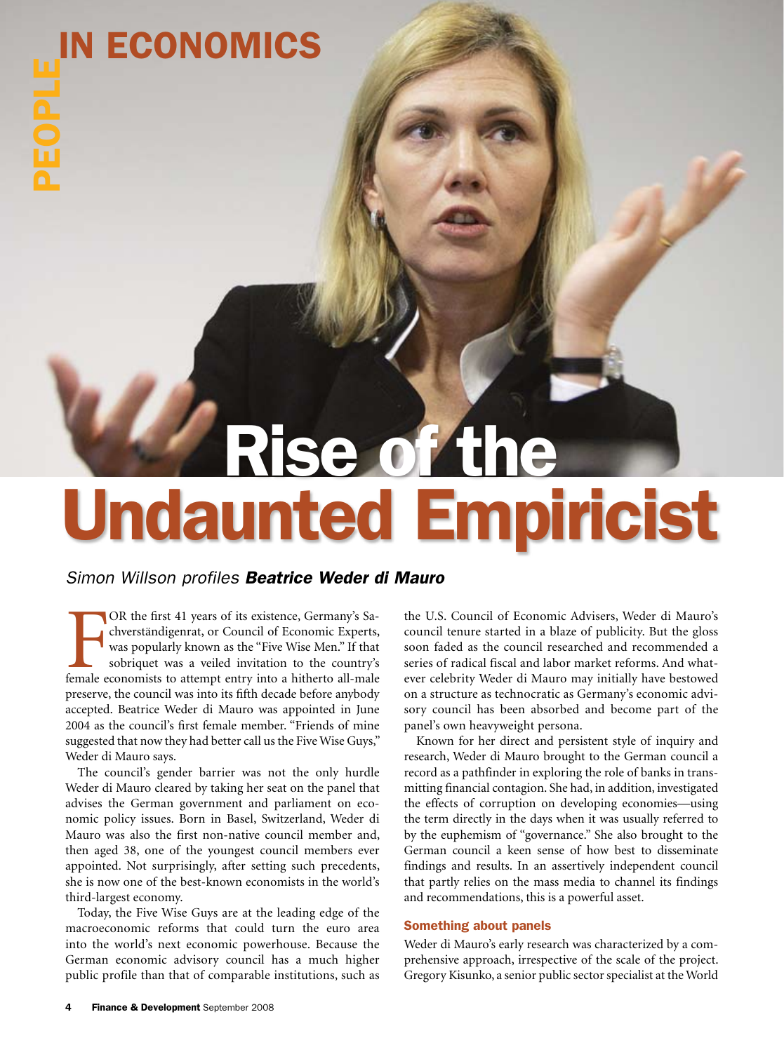# PEOPLE IN ECONOMICS

# Rise of the Undaunted Empiricist

*Simon Willson profiles* ***Beatrice Weder di Mauro***

FOR the first 41 years of its existence, Germany's Sachverständigenrat, or Council of Economic Experts, was popularly known as the "Five Wise Men." If that sobriquet was a veiled invitation to the country's female economists to attempt entry into a hitherto all-male preserve, the council was into its fifth decade before anybody accepted. Beatrice Weder di Mauro was appointed in June 2004 as the council's first female member. "Friends of mine suggested that now they had better call us the Five Wise Guys," Weder di Mauro says.

The council's gender barrier was not the only hurdle Weder di Mauro cleared by taking her seat on the panel that advises the German government and parliament on economic policy issues. Born in Basel, Switzerland, Weder di Mauro was also the first non-native council member and, then aged 38, one of the youngest council members ever appointed. Not surprisingly, after setting such precedents, she is now one of the best-known economists in the world's third-largest economy.

Today, the Five Wise Guys are at the leading edge of the macroeconomic reforms that could turn the euro area into the world's next economic powerhouse. Because the German economic advisory council has a much higher public profile than that of comparable institutions, such as the U.S. Council of Economic Advisers, Weder di Mauro's council tenure started in a blaze of publicity. But the gloss soon faded as the council researched and recommended a series of radical fiscal and labor market reforms. And whatever celebrity Weder di Mauro may initially have bestowed on a structure as technocratic as Germany's economic advisory council has been absorbed and become part of the panel's own heavyweight persona.

Known for her direct and persistent style of inquiry and research, Weder di Mauro brought to the German council a record as a pathfinder in exploring the role of banks in transmitting financial contagion. She had, in addition, investigated the effects of corruption on developing economies—using the term directly in the days when it was usually referred to by the euphemism of "governance." She also brought to the German council a keen sense of how best to disseminate findings and results. In an assertively independent council that partly relies on the mass media to channel its findings and recommendations, this is a powerful asset.

## Something about panels

Weder di Mauro's early research was characterized by a comprehensive approach, irrespective of the scale of the project. Gregory Kisunko, a senior public sector specialist at the World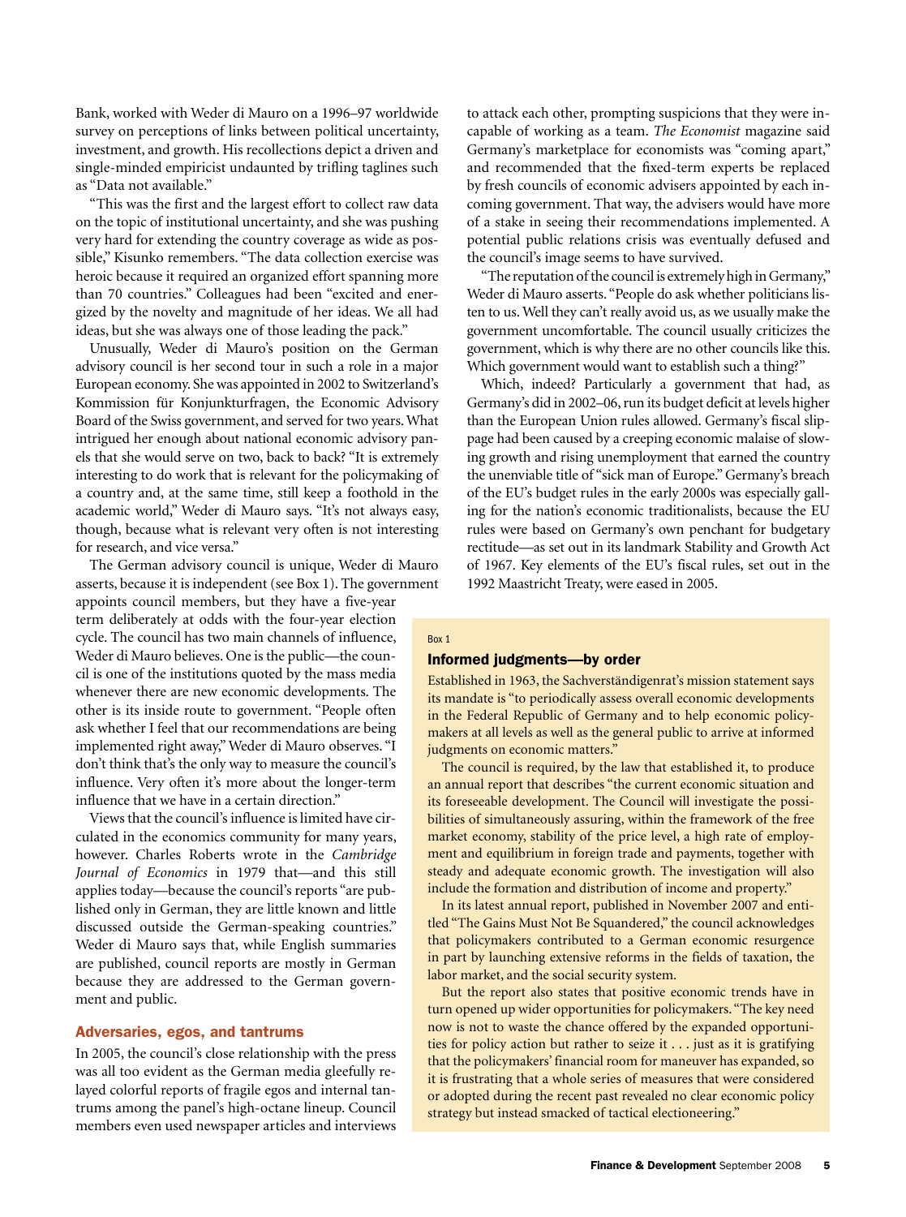Bank, worked with Weder di Mauro on a 1996–97 worldwide survey on perceptions of links between political uncertainty, investment, and growth. His recollections depict a driven and single-minded empiricist undaunted by trifling taglines such as "Data not available."

"This was the first and the largest effort to collect raw data on the topic of institutional uncertainty, and she was pushing very hard for extending the country coverage as wide as possible," Kisunko remembers. "The data collection exercise was heroic because it required an organized effort spanning more than 70 countries." Colleagues had been "excited and energized by the novelty and magnitude of her ideas. We all had ideas, but she was always one of those leading the pack."

Unusually, Weder di Mauro's position on the German advisory council is her second tour in such a role in a major European economy. She was appointed in 2002 to Switzerland's Kommission für Konjunkturfragen, the Economic Advisory Board of the Swiss government, and served for two years. What intrigued her enough about national economic advisory panels that she would serve on two, back to back? "It is extremely interesting to do work that is relevant for the policymaking of a country and, at the same time, still keep a foothold in the academic world," Weder di Mauro says. "It's not always easy, though, because what is relevant very often is not interesting for research, and vice versa."

The German advisory council is unique, Weder di Mauro asserts, because it is independent (see Box 1). The government appoints council members, but they have a five-year term deliberately at odds with the four-year election cycle. The council has two main channels of influence, Weder di Mauro believes. One is the public—the council is one of the institutions quoted by the mass media whenever there are new economic developments. The other is its inside route to government. "People often ask whether I feel that our recommendations are being implemented right away," Weder di Mauro observes. "I don't think that's the only way to measure the council's influence. Very often it's more about the longer-term influence that we have in a certain direction."

Views that the council's influence is limited have circulated in the economics community for many years, however. Charles Roberts wrote in the *Cambridge Journal of Economics* in 1979 that—and this still applies today—because the council's reports "are published only in German, they are little known and little discussed outside the German-speaking countries." Weder di Mauro says that, while English summaries are published, council reports are mostly in German because they are addressed to the German government and public.

## Adversaries, egos, and tantrums

In 2005, the council's close relationship with the press was all too evident as the German media gleefully relayed colorful reports of fragile egos and internal tantrums among the panel's high-octane lineup. Council members even used newspaper articles and interviews to attack each other, prompting suspicions that they were incapable of working as a team. *The Economist* magazine said Germany's marketplace for economists was "coming apart," and recommended that the fixed-term experts be replaced by fresh councils of economic advisers appointed by each incoming government. That way, the advisers would have more of a stake in seeing their recommendations implemented. A potential public relations crisis was eventually defused and the council's image seems to have survived.

"The reputation of the council is extremely high in Germany," Weder di Mauro asserts. "People do ask whether politicians listen to us. Well they can't really avoid us, as we usually make the government uncomfortable. The council usually criticizes the government, which is why there are no other councils like this. Which government would want to establish such a thing?"

Which, indeed? Particularly a government that had, as Germany's did in 2002–06, run its budget deficit at levels higher than the European Union rules allowed. Germany's fiscal slippage had been caused by a creeping economic malaise of slowing growth and rising unemployment that earned the country the unenviable title of "sick man of Europe." Germany's breach of the EU's budget rules in the early 2000s was especially galling for the nation's economic traditionalists, because the EU rules were based on Germany's own penchant for budgetary rectitude—as set out in its landmark Stability and Growth Act of 1967. Key elements of the EU's fiscal rules, set out in the 1992 Maastricht Treaty, were eased in 2005.

Box 1

### Informed judgments—by order

Established in 1963, the Sachverständigenrat's mission statement says its mandate is "to periodically assess overall economic developments in the Federal Republic of Germany and to help economic policymakers at all levels as well as the general public to arrive at informed judgments on economic matters."

The council is required, by the law that established it, to produce an annual report that describes "the current economic situation and its foreseeable development. The Council will investigate the possibilities of simultaneously assuring, within the framework of the free market economy, stability of the price level, a high rate of employment and equilibrium in foreign trade and payments, together with steady and adequate economic growth. The investigation will also include the formation and distribution of income and property."

In its latest annual report, published in November 2007 and entitled "The Gains Must Not Be Squandered," the council acknowledges that policymakers contributed to a German economic resurgence in part by launching extensive reforms in the fields of taxation, the labor market, and the social security system.

But the report also states that positive economic trends have in turn opened up wider opportunities for policymakers. "The key need now is not to waste the chance offered by the expanded opportunities for policy action but rather to seize it . . . just as it is gratifying that the policymakers' financial room for maneuver has expanded, so it is frustrating that a whole series of measures that were considered or adopted during the recent past revealed no clear economic policy strategy but instead smacked of tactical electioneering."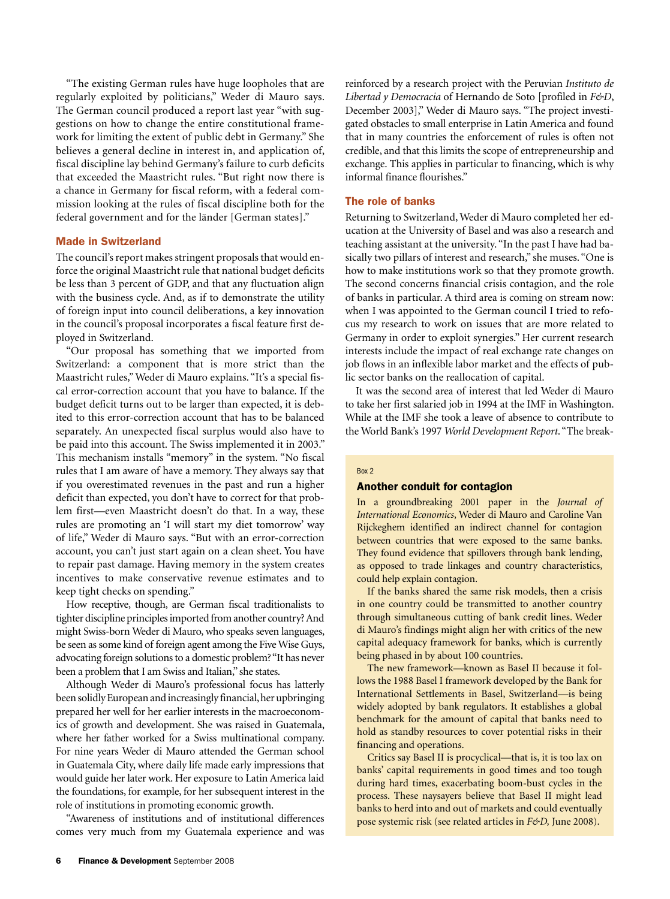"The existing German rules have huge loopholes that are regularly exploited by politicians," Weder di Mauro says. The German council produced a report last year "with suggestions on how to change the entire constitutional framework for limiting the extent of public debt in Germany." She believes a general decline in interest in, and application of, fiscal discipline lay behind Germany's failure to curb deficits that exceeded the Maastricht rules. "But right now there is a chance in Germany for fiscal reform, with a federal commission looking at the rules of fiscal discipline both for the federal government and for the länder [German states]."

## Made in Switzerland

The council's report makes stringent proposals that would enforce the original Maastricht rule that national budget deficits be less than 3 percent of GDP, and that any fluctuation align with the business cycle. And, as if to demonstrate the utility of foreign input into council deliberations, a key innovation in the council's proposal incorporates a fiscal feature first deployed in Switzerland.

"Our proposal has something that we imported from Switzerland: a component that is more strict than the Maastricht rules," Weder di Mauro explains. "It's a special fiscal error-correction account that you have to balance. If the budget deficit turns out to be larger than expected, it is debited to this error-correction account that has to be balanced separately. An unexpected fiscal surplus would also have to be paid into this account. The Swiss implemented it in 2003." This mechanism installs "memory" in the system. "No fiscal rules that I am aware of have a memory. They always say that if you overestimated revenues in the past and run a higher deficit than expected, you don't have to correct for that problem first—even Maastricht doesn't do that. In a way, these rules are promoting an 'I will start my diet tomorrow' way of life," Weder di Mauro says. "But with an error-correction account, you can't just start again on a clean sheet. You have to repair past damage. Having memory in the system creates incentives to make conservative revenue estimates and to keep tight checks on spending."

How receptive, though, are German fiscal traditionalists to tighter discipline principles imported from another country? And might Swiss-born Weder di Mauro, who speaks seven languages, be seen as some kind of foreign agent among the Five Wise Guys, advocating foreign solutions to a domestic problem? "It has never been a problem that I am Swiss and Italian," she states.

Although Weder di Mauro's professional focus has latterly been solidly European and increasingly financial, her upbringing prepared her well for her earlier interests in the macroeconomics of growth and development. She was raised in Guatemala, where her father worked for a Swiss multinational company. For nine years Weder di Mauro attended the German school in Guatemala City, where daily life made early impressions that would guide her later work. Her exposure to Latin America laid the foundations, for example, for her subsequent interest in the role of institutions in promoting economic growth.

"Awareness of institutions and of institutional differences comes very much from my Guatemala experience and was reinforced by a research project with the Peruvian *Instituto de Libertad y Democracia* of Hernando de Soto [profiled in *F&D*, December 2003]," Weder di Mauro says. "The project investigated obstacles to small enterprise in Latin America and found that in many countries the enforcement of rules is often not credible, and that this limits the scope of entrepreneurship and exchange. This applies in particular to financing, which is why informal finance flourishes."

## The role of banks

Returning to Switzerland, Weder di Mauro completed her education at the University of Basel and was also a research and teaching assistant at the university. "In the past I have had basically two pillars of interest and research," she muses. "One is how to make institutions work so that they promote growth. The second concerns financial crisis contagion, and the role of banks in particular. A third area is coming on stream now: when I was appointed to the German council I tried to refocus my research to work on issues that are more related to Germany in order to exploit synergies." Her current research interests include the impact of real exchange rate changes on job flows in an inflexible labor market and the effects of public sector banks on the reallocation of capital.

It was the second area of interest that led Weder di Mauro to take her first salaried job in 1994 at the IMF in Washington. While at the IMF she took a leave of absence to contribute to the World Bank's 1997 *World Development Report*. "The break-

---

Box 2

### Another conduit for contagion

In a groundbreaking 2001 paper in the *Journal of International Economics*, Weder di Mauro and Caroline Van Rijckeghem identified an indirect channel for contagion between countries that were exposed to the same banks. They found evidence that spillovers through bank lending, as opposed to trade linkages and country characteristics, could help explain contagion.

If the banks shared the same risk models, then a crisis in one country could be transmitted to another country through simultaneous cutting of bank credit lines. Weder di Mauro's findings might align her with critics of the new capital adequacy framework for banks, which is currently being phased in by about 100 countries.

The new framework—known as Basel II because it follows the 1988 Basel I framework developed by the Bank for International Settlements in Basel, Switzerland—is being widely adopted by bank regulators. It establishes a global benchmark for the amount of capital that banks need to hold as standby resources to cover potential risks in their financing and operations.

Critics say Basel II is procyclical—that is, it is too lax on banks' capital requirements in good times and too tough during hard times, exacerbating boom-bust cycles in the process. These naysayers believe that Basel II might lead banks to herd into and out of markets and could eventually pose systemic risk (see related articles in *F&D*, June 2008).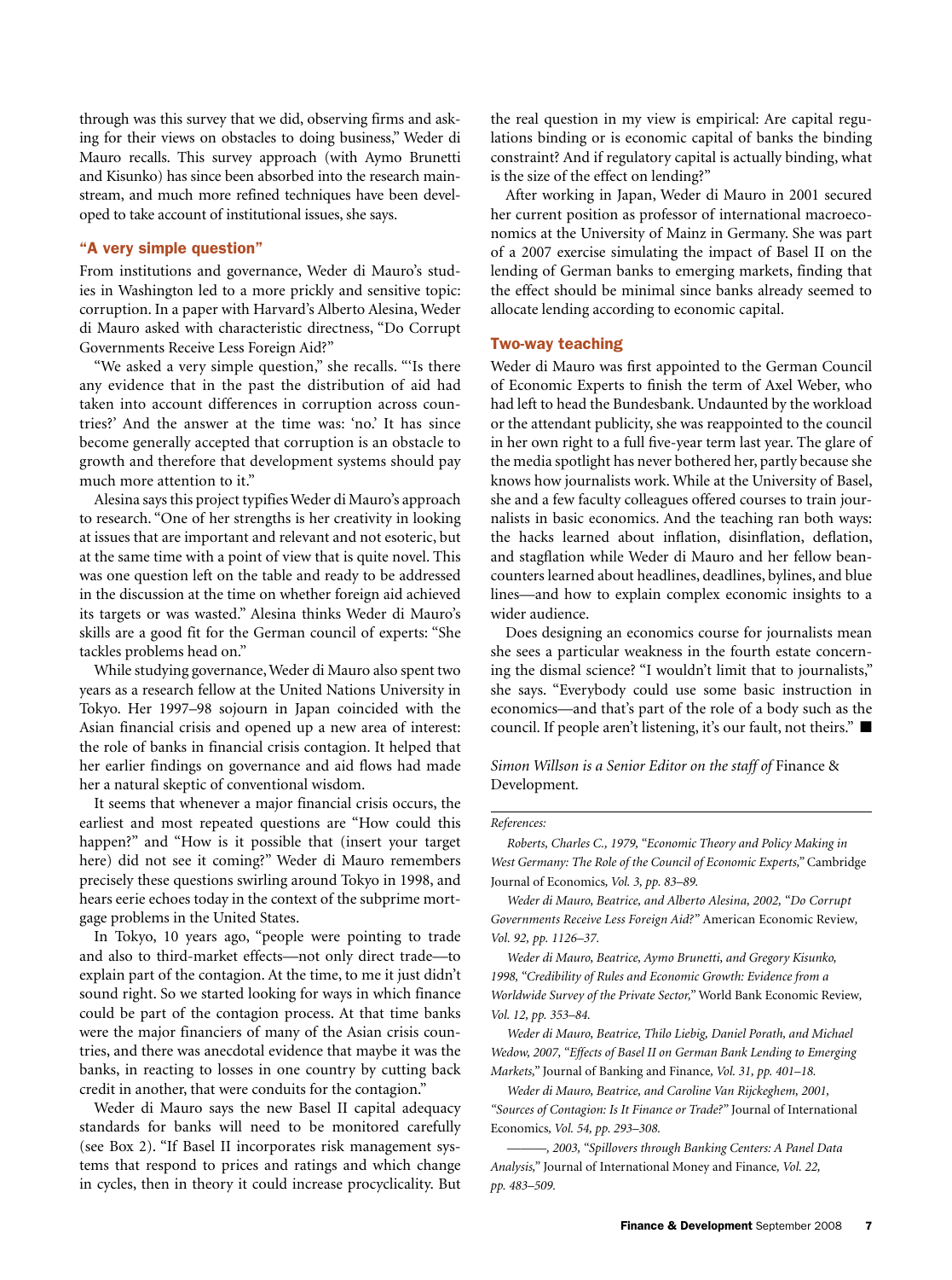through was this survey that we did, observing firms and asking for their views on obstacles to doing business," Weder di Mauro recalls. This survey approach (with Aymo Brunetti and Kisunko) has since been absorbed into the research mainstream, and much more refined techniques have been developed to take account of institutional issues, she says.

## "A very simple question"

From institutions and governance, Weder di Mauro's studies in Washington led to a more prickly and sensitive topic: corruption. In a paper with Harvard's Alberto Alesina, Weder di Mauro asked with characteristic directness, "Do Corrupt Governments Receive Less Foreign Aid?"

"We asked a very simple question," she recalls. "'Is there any evidence that in the past the distribution of aid had taken into account differences in corruption across countries?' And the answer at the time was: 'no.' It has since become generally accepted that corruption is an obstacle to growth and therefore that development systems should pay much more attention to it."

Alesina says this project typifies Weder di Mauro's approach to research. "One of her strengths is her creativity in looking at issues that are important and relevant and not esoteric, but at the same time with a point of view that is quite novel. This was one question left on the table and ready to be addressed in the discussion at the time on whether foreign aid achieved its targets or was wasted." Alesina thinks Weder di Mauro's skills are a good fit for the German council of experts: "She tackles problems head on."

While studying governance, Weder di Mauro also spent two years as a research fellow at the United Nations University in Tokyo. Her 1997–98 sojourn in Japan coincided with the Asian financial crisis and opened up a new area of interest: the role of banks in financial crisis contagion. It helped that her earlier findings on governance and aid flows had made her a natural skeptic of conventional wisdom.

It seems that whenever a major financial crisis occurs, the earliest and most repeated questions are "How could this happen?" and "How is it possible that (insert your target here) did not see it coming?" Weder di Mauro remembers precisely these questions swirling around Tokyo in 1998, and hears eerie echoes today in the context of the subprime mortgage problems in the United States.

In Tokyo, 10 years ago, "people were pointing to trade and also to third-market effects—not only direct trade—to explain part of the contagion. At the time, to me it just didn't sound right. So we started looking for ways in which finance could be part of the contagion process. At that time banks were the major financiers of many of the Asian crisis countries, and there was anecdotal evidence that maybe it was the banks, in reacting to losses in one country by cutting back credit in another, that were conduits for the contagion."

Weder di Mauro says the new Basel II capital adequacy standards for banks will need to be monitored carefully (see Box 2). "If Basel II incorporates risk management systems that respond to prices and ratings and which change in cycles, then in theory it could increase procyclicality. But the real question in my view is empirical: Are capital regulations binding or is economic capital of banks the binding constraint? And if regulatory capital is actually binding, what is the size of the effect on lending?"

After working in Japan, Weder di Mauro in 2001 secured her current position as professor of international macroeconomics at the University of Mainz in Germany. She was part of a 2007 exercise simulating the impact of Basel II on the lending of German banks to emerging markets, finding that the effect should be minimal since banks already seemed to allocate lending according to economic capital.

## Two-way teaching

Weder di Mauro was first appointed to the German Council of Economic Experts to finish the term of Axel Weber, who had left to head the Bundesbank. Undaunted by the workload or the attendant publicity, she was reappointed to the council in her own right to a full five-year term last year. The glare of the media spotlight has never bothered her, partly because she knows how journalists work. While at the University of Basel, she and a few faculty colleagues offered courses to train journalists in basic economics. And the teaching ran both ways: the hacks learned about inflation, disinflation, deflation, and stagflation while Weder di Mauro and her fellow bean-counters learned about headlines, deadlines, bylines, and blue lines—and how to explain complex economic insights to a wider audience.

Does designing an economics course for journalists mean she sees a particular weakness in the fourth estate concerning the dismal science? "I wouldn't limit that to journalists," she says. "Everybody could use some basic instruction in economics—and that's part of the role of a body such as the council. If people aren't listening, it's our fault, not theirs." ■

*Simon Willson is a Senior Editor on the staff of* Finance & Development.

*References:*

*Roberts, Charles C., 1979, "Economic Theory and Policy Making in West Germany: The Role of the Council of Economic Experts,"* Cambridge Journal of Economics*, Vol. 3, pp. 83–89.*

*Weder di Mauro, Beatrice, and Alberto Alesina, 2002, "Do Corrupt Governments Receive Less Foreign Aid?"* American Economic Review*, Vol. 92, pp. 1126–37.*

*Weder di Mauro, Beatrice, Aymo Brunetti, and Gregory Kisunko, 1998, "Credibility of Rules and Economic Growth: Evidence from a Worldwide Survey of the Private Sector,"* World Bank Economic Review*, Vol. 12, pp. 353–84.*

*Weder di Mauro, Beatrice, Thilo Liebig, Daniel Porath, and Michael Wedow, 2007, "Effects of Basel II on German Bank Lending to Emerging Markets,"* Journal of Banking and Finance*, Vol. 31, pp. 401–18.*

*Weder di Mauro, Beatrice, and Caroline Van Rijckeghem, 2001, "Sources of Contagion: Is It Finance or Trade?"* Journal of International Economics*, Vol. 54, pp. 293–308.*

*———, 2003, "Spillovers through Banking Centers: A Panel Data Analysis,"* Journal of International Money and Finance*, Vol. 22, pp. 483–509.*